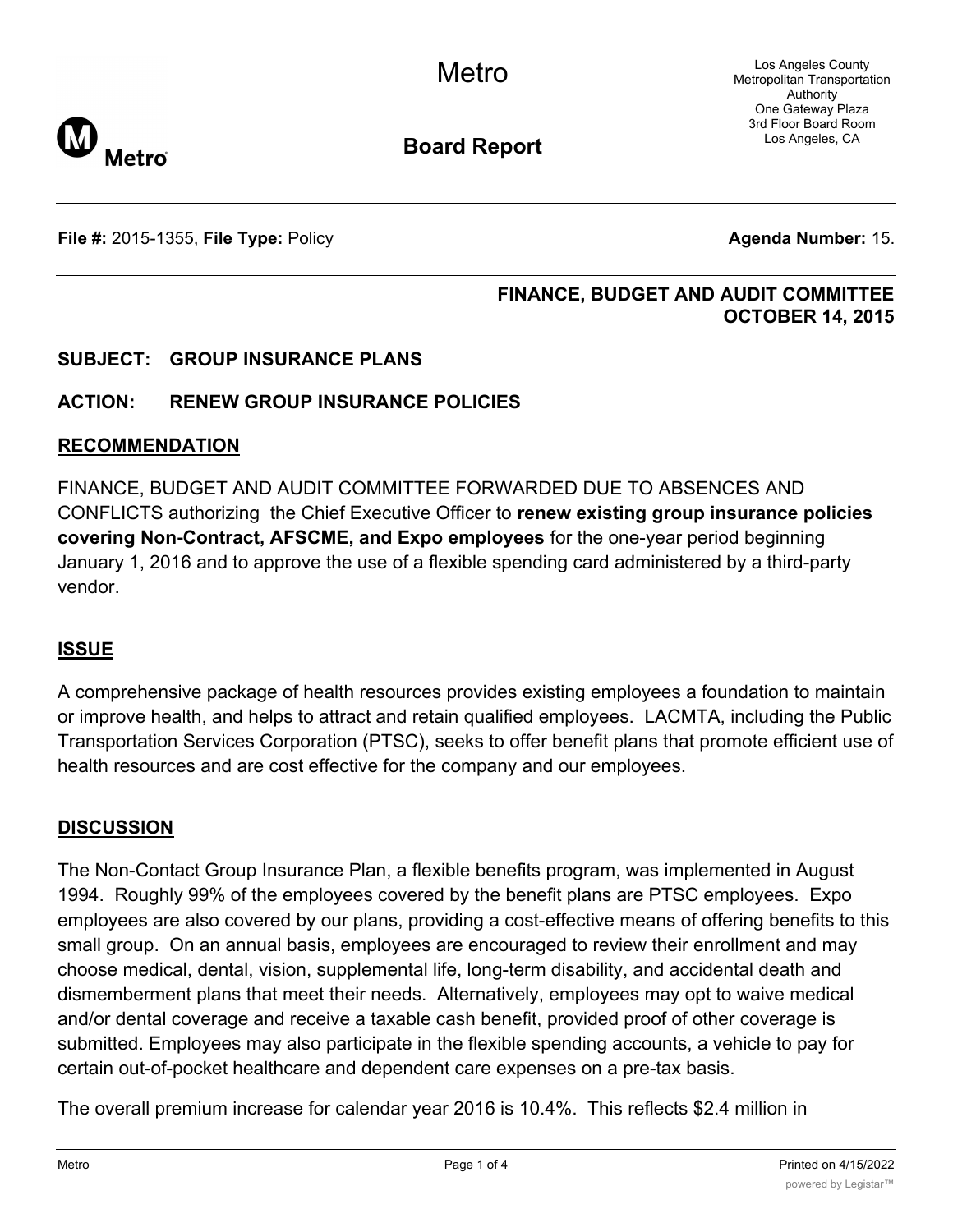# Metro

## Board Report

Los Angeles County Metropolitan Transportation Authority
One Gateway Plaza
3rd Floor Board Room
Los Angeles, CA

**File #:** 2015-1355, **File Type:** Policy **Agenda Number:** 15.

**FINANCE, BUDGET AND AUDIT COMMITTEE**
**OCTOBER 14, 2015**

**SUBJECT: GROUP INSURANCE PLANS**

**ACTION: RENEW GROUP INSURANCE POLICIES**

## RECOMMENDATION

FINANCE, BUDGET AND AUDIT COMMITTEE FORWARDED DUE TO ABSENCES AND CONFLICTS authorizing the Chief Executive Officer to **renew existing group insurance policies covering Non-Contract, AFSCME, and Expo employees** for the one-year period beginning January 1, 2016 and to approve the use of a flexible spending card administered by a third-party vendor.

## ISSUE

A comprehensive package of health resources provides existing employees a foundation to maintain or improve health, and helps to attract and retain qualified employees. LACMTA, including the Public Transportation Services Corporation (PTSC), seeks to offer benefit plans that promote efficient use of health resources and are cost effective for the company and our employees.

## DISCUSSION

The Non-Contact Group Insurance Plan, a flexible benefits program, was implemented in August 1994. Roughly 99% of the employees covered by the benefit plans are PTSC employees. Expo employees are also covered by our plans, providing a cost-effective means of offering benefits to this small group. On an annual basis, employees are encouraged to review their enrollment and may choose medical, dental, vision, supplemental life, long-term disability, and accidental death and dismemberment plans that meet their needs. Alternatively, employees may opt to waive medical and/or dental coverage and receive a taxable cash benefit, provided proof of other coverage is submitted. Employees may also participate in the flexible spending accounts, a vehicle to pay for certain out-of-pocket healthcare and dependent care expenses on a pre-tax basis.

The overall premium increase for calendar year 2016 is 10.4%. This reflects $2.4 million in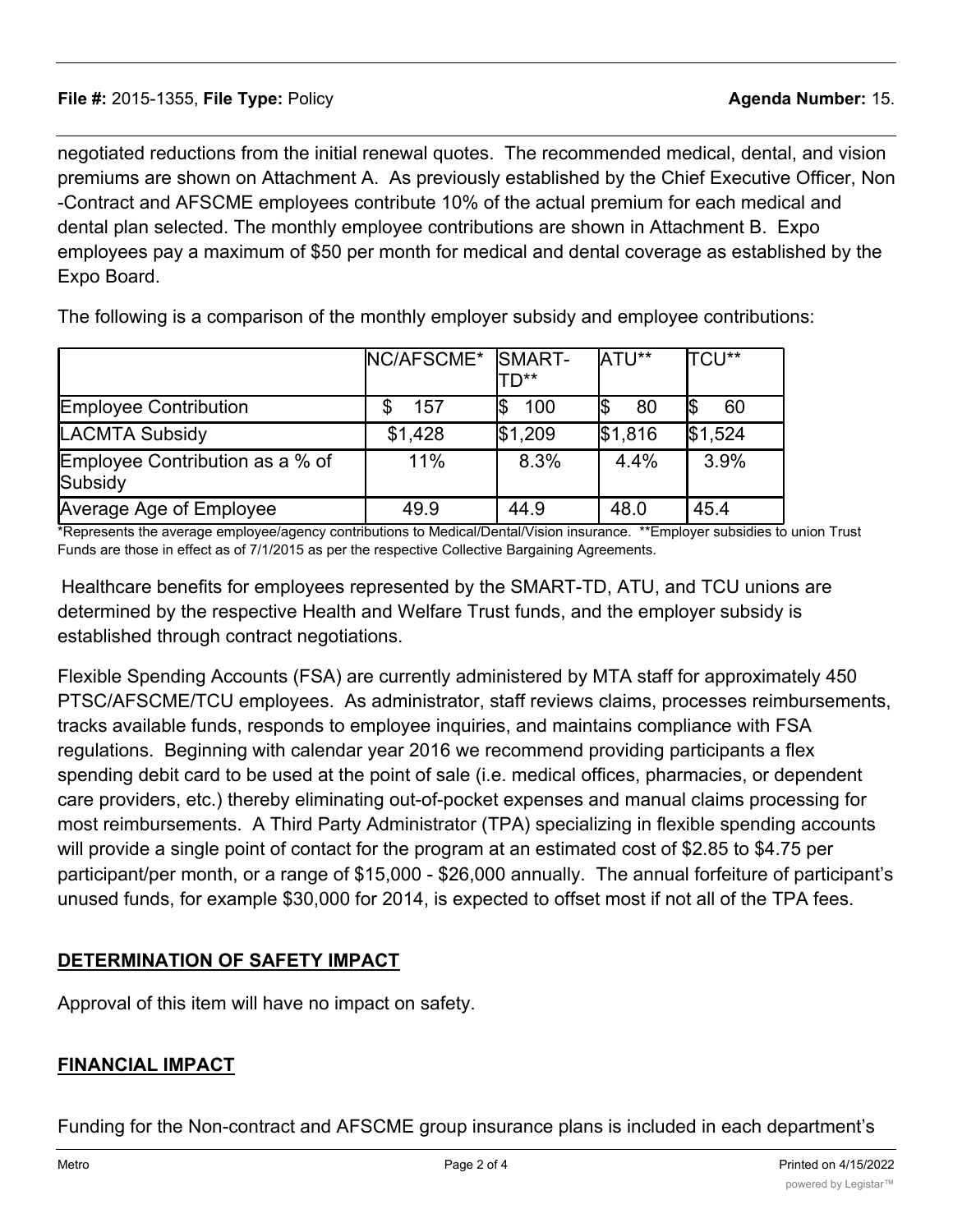negotiated reductions from the initial renewal quotes. The recommended medical, dental, and vision premiums are shown on Attachment A. As previously established by the Chief Executive Officer, Non-Contract and AFSCME employees contribute 10% of the actual premium for each medical and dental plan selected. The monthly employee contributions are shown in Attachment B. Expo employees pay a maximum of $50 per month for medical and dental coverage as established by the Expo Board.

The following is a comparison of the monthly employer subsidy and employee contributions:

| | NC/AFSCME* | SMART-TD** | ATU** | TCU** |
|---|---|---|---|---|
| Employee Contribution | $ 157 | $ 100 | $ 80 | $ 60 |
| LACMTA Subsidy | $1,428 | $1,209 | $1,816 | $1,524 |
| Employee Contribution as a % of Subsidy | 11% | 8.3% | 4.4% | 3.9% |
| Average Age of Employee | 49.9 | 44.9 | 48.0 | 45.4 |

*Represents the average employee/agency contributions to Medical/Dental/Vision insurance. **Employer subsidies to union Trust Funds are those in effect as of 7/1/2015 as per the respective Collective Bargaining Agreements.

Healthcare benefits for employees represented by the SMART-TD, ATU, and TCU unions are determined by the respective Health and Welfare Trust funds, and the employer subsidy is established through contract negotiations.

Flexible Spending Accounts (FSA) are currently administered by MTA staff for approximately 450 PTSC/AFSCME/TCU employees. As administrator, staff reviews claims, processes reimbursements, tracks available funds, responds to employee inquiries, and maintains compliance with FSA regulations. Beginning with calendar year 2016 we recommend providing participants a flex spending debit card to be used at the point of sale (i.e. medical offices, pharmacies, or dependent care providers, etc.) thereby eliminating out-of-pocket expenses and manual claims processing for most reimbursements. A Third Party Administrator (TPA) specializing in flexible spending accounts will provide a single point of contact for the program at an estimated cost of $2.85 to $4.75 per participant/per month, or a range of $15,000 - $26,000 annually. The annual forfeiture of participant's unused funds, for example $30,000 for 2014, is expected to offset most if not all of the TPA fees.

## DETERMINATION OF SAFETY IMPACT

Approval of this item will have no impact on safety.

## FINANCIAL IMPACT

Funding for the Non-contract and AFSCME group insurance plans is included in each department's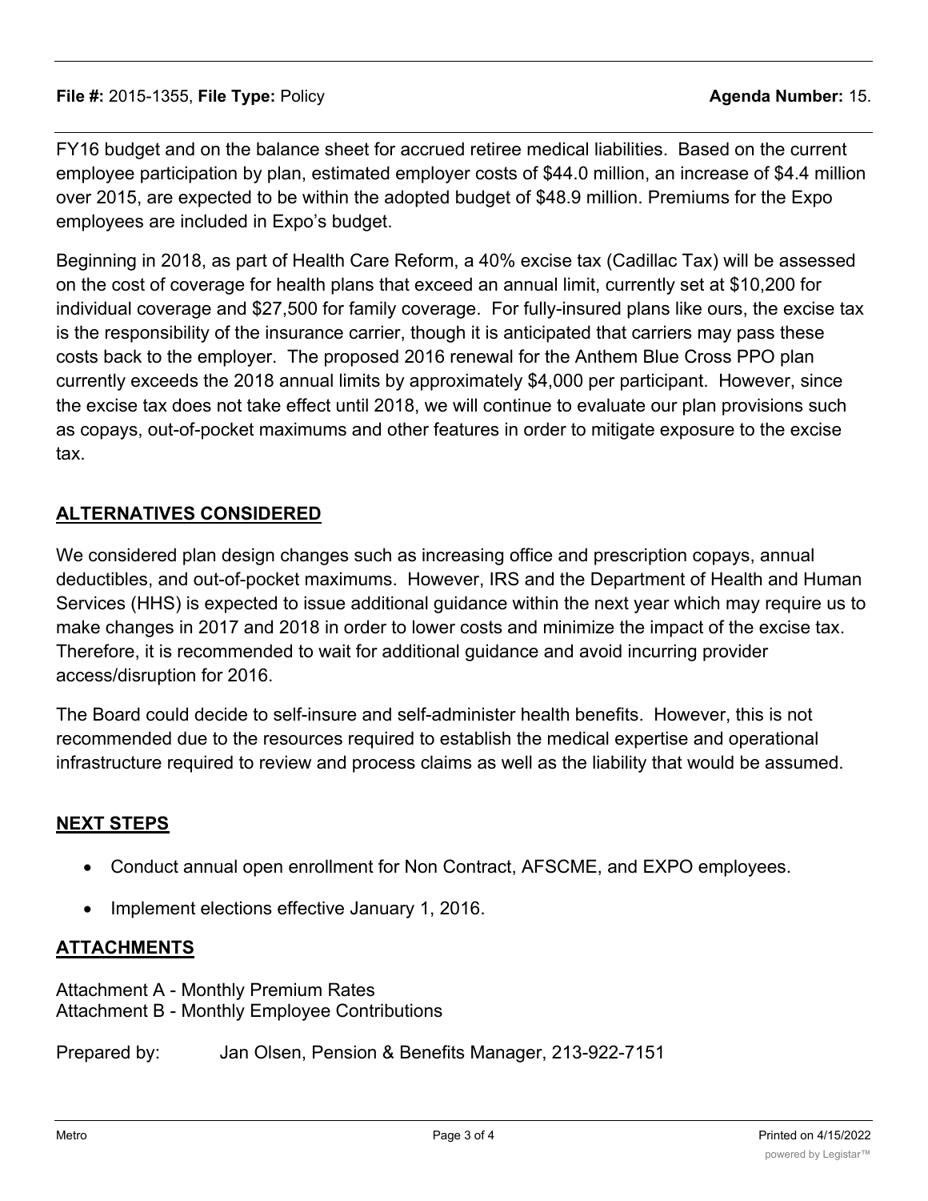FY16 budget and on the balance sheet for accrued retiree medical liabilities. Based on the current employee participation by plan, estimated employer costs of $44.0 million, an increase of $4.4 million over 2015, are expected to be within the adopted budget of $48.9 million. Premiums for the Expo employees are included in Expo's budget.

Beginning in 2018, as part of Health Care Reform, a 40% excise tax (Cadillac Tax) will be assessed on the cost of coverage for health plans that exceed an annual limit, currently set at $10,200 for individual coverage and $27,500 for family coverage. For fully-insured plans like ours, the excise tax is the responsibility of the insurance carrier, though it is anticipated that carriers may pass these costs back to the employer. The proposed 2016 renewal for the Anthem Blue Cross PPO plan currently exceeds the 2018 annual limits by approximately $4,000 per participant. However, since the excise tax does not take effect until 2018, we will continue to evaluate our plan provisions such as copays, out-of-pocket maximums and other features in order to mitigate exposure to the excise tax.

## ALTERNATIVES CONSIDERED

We considered plan design changes such as increasing office and prescription copays, annual deductibles, and out-of-pocket maximums. However, IRS and the Department of Health and Human Services (HHS) is expected to issue additional guidance within the next year which may require us to make changes in 2017 and 2018 in order to lower costs and minimize the impact of the excise tax. Therefore, it is recommended to wait for additional guidance and avoid incurring provider access/disruption for 2016.

The Board could decide to self-insure and self-administer health benefits. However, this is not recommended due to the resources required to establish the medical expertise and operational infrastructure required to review and process claims as well as the liability that would be assumed.

## NEXT STEPS

- Conduct annual open enrollment for Non Contract, AFSCME, and EXPO employees.
- Implement elections effective January 1, 2016.

## ATTACHMENTS

Attachment A - Monthly Premium Rates
Attachment B - Monthly Employee Contributions

Prepared by: Jan Olsen, Pension & Benefits Manager, 213-922-7151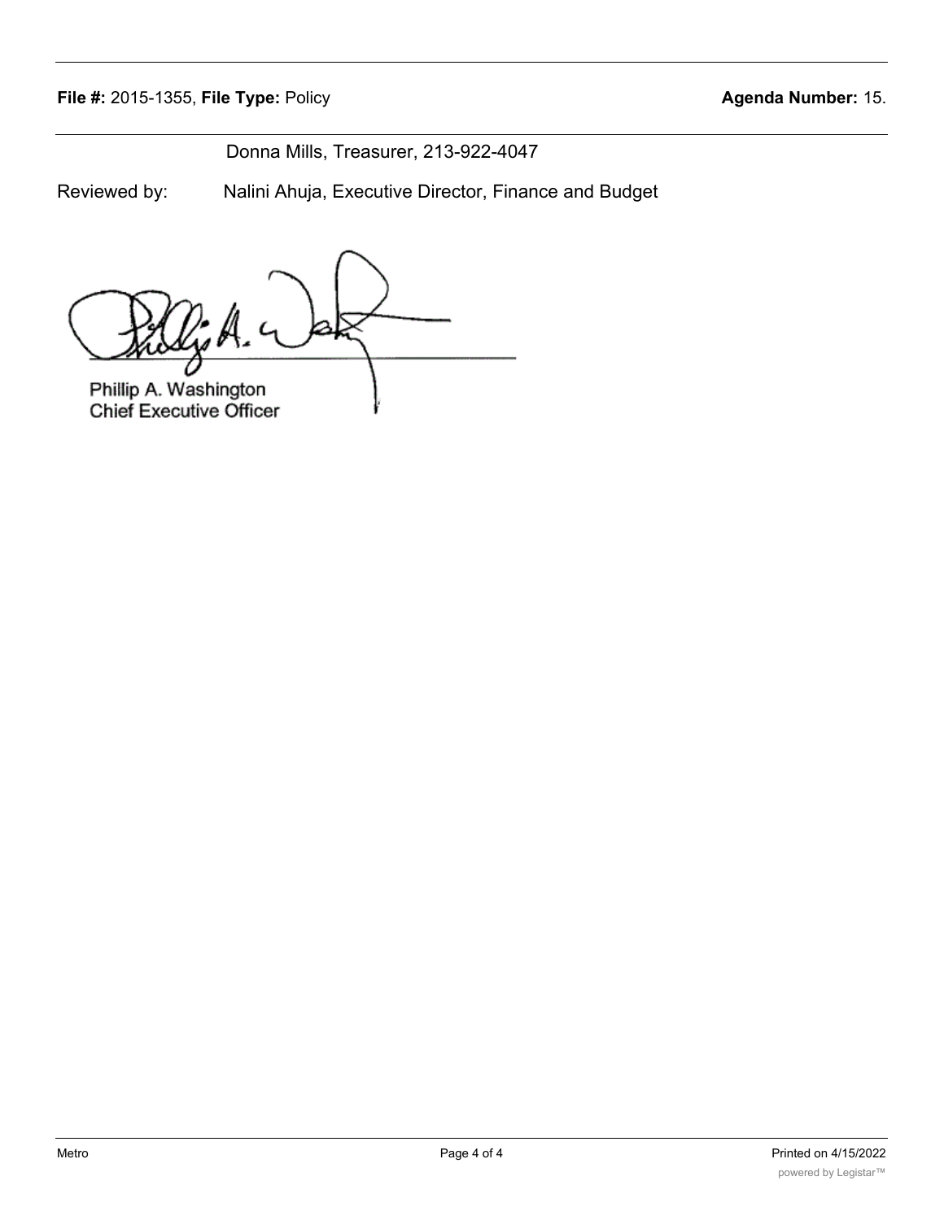Donna Mills, Treasurer, 213-922-4047

Reviewed by: Nalini Ahuja, Executive Director, Finance and Budget

Phillip A. Washington
Chief Executive Officer